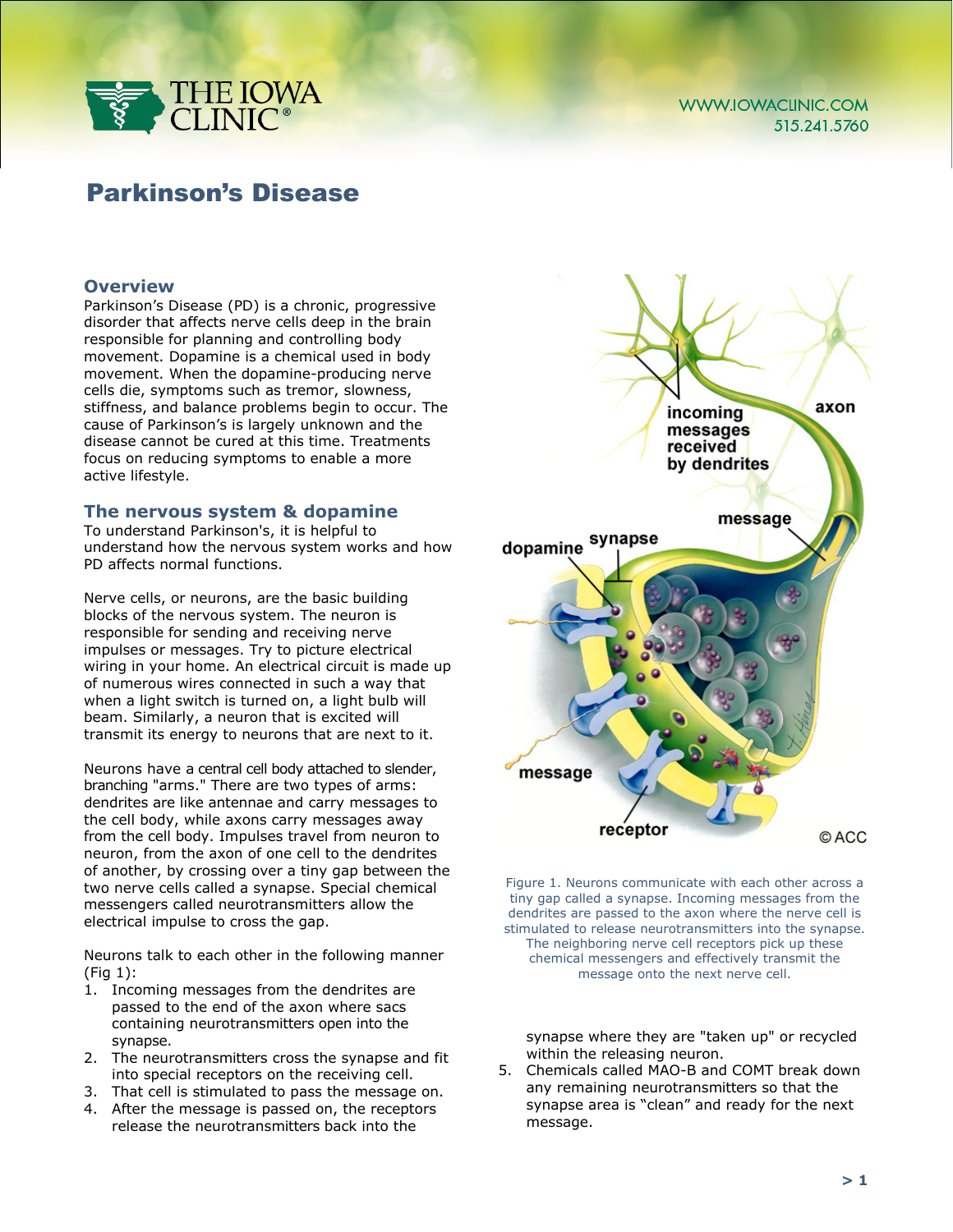# Parkinson's Disease

## Overview

Parkinson's Disease (PD) is a chronic, progressive disorder that affects nerve cells deep in the brain responsible for planning and controlling body movement. Dopamine is a chemical used in body movement. When the dopamine-producing nerve cells die, symptoms such as tremor, slowness, stiffness, and balance problems begin to occur. The cause of Parkinson's is largely unknown and the disease cannot be cured at this time. Treatments focus on reducing symptoms to enable a more active lifestyle.

## The nervous system & dopamine

To understand Parkinson's, it is helpful to understand how the nervous system works and how PD affects normal functions.

Nerve cells, or neurons, are the basic building blocks of the nervous system. The neuron is responsible for sending and receiving nerve impulses or messages. Try to picture electrical wiring in your home. An electrical circuit is made up of numerous wires connected in such a way that when a light switch is turned on, a light bulb will beam. Similarly, a neuron that is excited will transmit its energy to neurons that are next to it.

Neurons have a central cell body attached to slender, branching "arms." There are two types of arms: dendrites are like antennae and carry messages to the cell body, while axons carry messages away from the cell body. Impulses travel from neuron to neuron, from the axon of one cell to the dendrites of another, by crossing over a tiny gap between the two nerve cells called a synapse. Special chemical messengers called neurotransmitters allow the electrical impulse to cross the gap.

Neurons talk to each other in the following manner (Fig 1):

1. Incoming messages from the dendrites are passed to the end of the axon where sacs containing neurotransmitters open into the synapse.
2. The neurotransmitters cross the synapse and fit into special receptors on the receiving cell.
3. That cell is stimulated to pass the message on.
4. After the message is passed on, the receptors release the neurotransmitters back into the synapse where they are "taken up" or recycled within the releasing neuron.
5. Chemicals called MAO-B and COMT break down any remaining neurotransmitters so that the synapse area is "clean" and ready for the next message.

Figure 1. Neurons communicate with each other across a tiny gap called a synapse. Incoming messages from the dendrites are passed to the axon where the nerve cell is stimulated to release neurotransmitters into the synapse. The neighboring nerve cell receptors pick up these chemical messengers and effectively transmit the message onto the next nerve cell.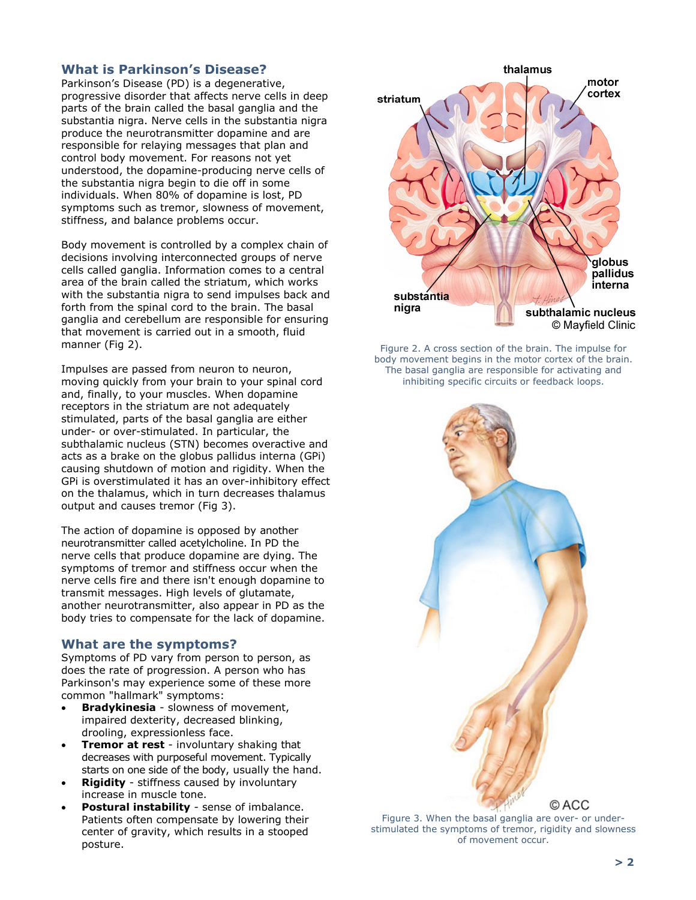## What is Parkinson's Disease?

Parkinson's Disease (PD) is a degenerative, progressive disorder that affects nerve cells in deep parts of the brain called the basal ganglia and the substantia nigra. Nerve cells in the substantia nigra produce the neurotransmitter dopamine and are responsible for relaying messages that plan and control body movement. For reasons not yet understood, the dopamine-producing nerve cells of the substantia nigra begin to die off in some individuals. When 80% of dopamine is lost, PD symptoms such as tremor, slowness of movement, stiffness, and balance problems occur.

Body movement is controlled by a complex chain of decisions involving interconnected groups of nerve cells called ganglia. Information comes to a central area of the brain called the striatum, which works with the substantia nigra to send impulses back and forth from the spinal cord to the brain. The basal ganglia and cerebellum are responsible for ensuring that movement is carried out in a smooth, fluid manner (Fig 2).

Impulses are passed from neuron to neuron, moving quickly from your brain to your spinal cord and, finally, to your muscles. When dopamine receptors in the striatum are not adequately stimulated, parts of the basal ganglia are either under- or over-stimulated. In particular, the subthalamic nucleus (STN) becomes overactive and acts as a brake on the globus pallidus interna (GPi) causing shutdown of motion and rigidity. When the GPi is overstimulated it has an over-inhibitory effect on the thalamus, which in turn decreases thalamus output and causes tremor (Fig 3).

The action of dopamine is opposed by another neurotransmitter called acetylcholine. In PD the nerve cells that produce dopamine are dying. The symptoms of tremor and stiffness occur when the nerve cells fire and there isn't enough dopamine to transmit messages. High levels of glutamate, another neurotransmitter, also appear in PD as the body tries to compensate for the lack of dopamine.

Figure 2. A cross section of the brain. The impulse for body movement begins in the motor cortex of the brain. The basal ganglia are responsible for activating and inhibiting specific circuits or feedback loops.

Figure 3. When the basal ganglia are over- or under-stimulated the symptoms of tremor, rigidity and slowness of movement occur.

## What are the symptoms?

Symptoms of PD vary from person to person, as does the rate of progression. A person who has Parkinson's may experience some of these more common "hallmark" symptoms:

- **Bradykinesia** - slowness of movement, impaired dexterity, decreased blinking, drooling, expressionless face.
- **Tremor at rest** - involuntary shaking that decreases with purposeful movement. Typically starts on one side of the body, usually the hand.
- **Rigidity** - stiffness caused by involuntary increase in muscle tone.
- **Postural instability** - sense of imbalance. Patients often compensate by lowering their center of gravity, which results in a stooped posture.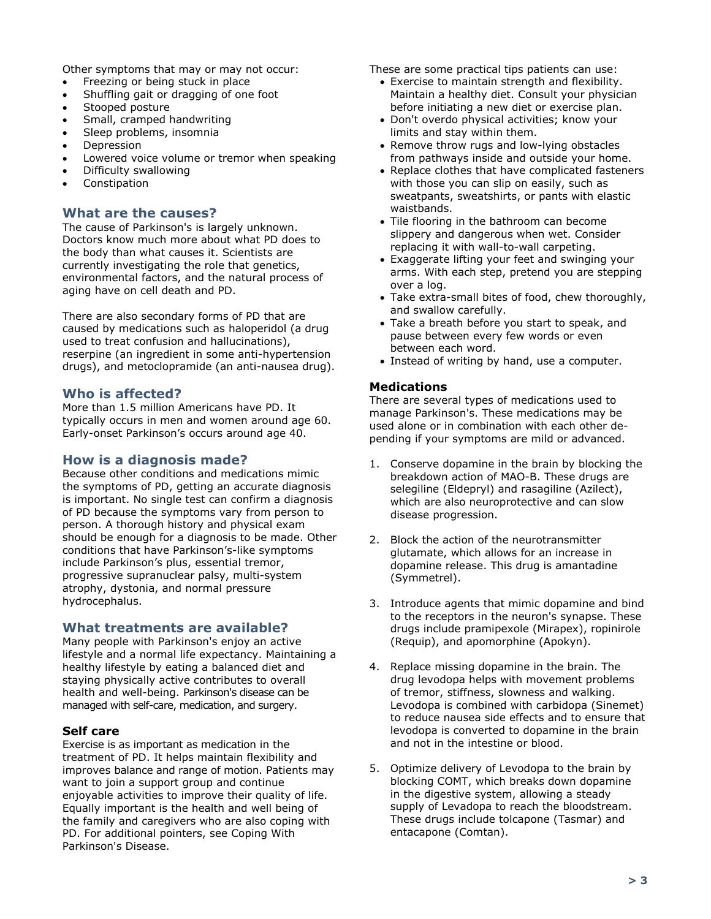Other symptoms that may or may not occur:

- Freezing or being stuck in place
- Shuffling gait or dragging of one foot
- Stooped posture
- Small, cramped handwriting
- Sleep problems, insomnia
- Depression
- Lowered voice volume or tremor when speaking
- Difficulty swallowing
- Constipation

## What are the causes?

The cause of Parkinson's is largely unknown. Doctors know much more about what PD does to the body than what causes it. Scientists are currently investigating the role that genetics, environmental factors, and the natural process of aging have on cell death and PD.

There are also secondary forms of PD that are caused by medications such as haloperidol (a drug used to treat confusion and hallucinations), reserpine (an ingredient in some anti-hypertension drugs), and metoclopramide (an anti-nausea drug).

## Who is affected?

More than 1.5 million Americans have PD. It typically occurs in men and women around age 60. Early-onset Parkinson's occurs around age 40.

## How is a diagnosis made?

Because other conditions and medications mimic the symptoms of PD, getting an accurate diagnosis is important. No single test can confirm a diagnosis of PD because the symptoms vary from person to person. A thorough history and physical exam should be enough for a diagnosis to be made. Other conditions that have Parkinson's-like symptoms include Parkinson's plus, essential tremor, progressive supranuclear palsy, multi-system atrophy, dystonia, and normal pressure hydrocephalus.

## What treatments are available?

Many people with Parkinson's enjoy an active lifestyle and a normal life expectancy. Maintaining a healthy lifestyle by eating a balanced diet and staying physically active contributes to overall health and well-being. Parkinson's disease can be managed with self-care, medication, and surgery.

### Self care

Exercise is as important as medication in the treatment of PD. It helps maintain flexibility and improves balance and range of motion. Patients may want to join a support group and continue enjoyable activities to improve their quality of life. Equally important is the health and well being of the family and caregivers who are also coping with PD. For additional pointers, see Coping With Parkinson's Disease.

These are some practical tips patients can use:

- Exercise to maintain strength and flexibility. Maintain a healthy diet. Consult your physician before initiating a new diet or exercise plan.
- Don't overdo physical activities; know your limits and stay within them.
- Remove throw rugs and low-lying obstacles from pathways inside and outside your home.
- Replace clothes that have complicated fasteners with those you can slip on easily, such as sweatpants, sweatshirts, or pants with elastic waistbands.
- Tile flooring in the bathroom can become slippery and dangerous when wet. Consider replacing it with wall-to-wall carpeting.
- Exaggerate lifting your feet and swinging your arms. With each step, pretend you are stepping over a log.
- Take extra-small bites of food, chew thoroughly, and swallow carefully.
- Take a breath before you start to speak, and pause between every few words or even between each word.
- Instead of writing by hand, use a computer.

### Medications

There are several types of medications used to manage Parkinson's. These medications may be used alone or in combination with each other depending if your symptoms are mild or advanced.

1. Conserve dopamine in the brain by blocking the breakdown action of MAO-B. These drugs are selegiline (Eldepryl) and rasagiline (Azilect), which are also neuroprotective and can slow disease progression.

2. Block the action of the neurotransmitter glutamate, which allows for an increase in dopamine release. This drug is amantadine (Symmetrel).

3. Introduce agents that mimic dopamine and bind to the receptors in the neuron's synapse. These drugs include pramipexole (Mirapex), ropinirole (Requip), and apomorphine (Apokyn).

4. Replace missing dopamine in the brain. The drug levodopa helps with movement problems of tremor, stiffness, slowness and walking. Levodopa is combined with carbidopa (Sinemet) to reduce nausea side effects and to ensure that levodopa is converted to dopamine in the brain and not in the intestine or blood.

5. Optimize delivery of Levodopa to the brain by blocking COMT, which breaks down dopamine in the digestive system, allowing a steady supply of Levadopa to reach the bloodstream. These drugs include tolcapone (Tasmar) and entacapone (Comtan).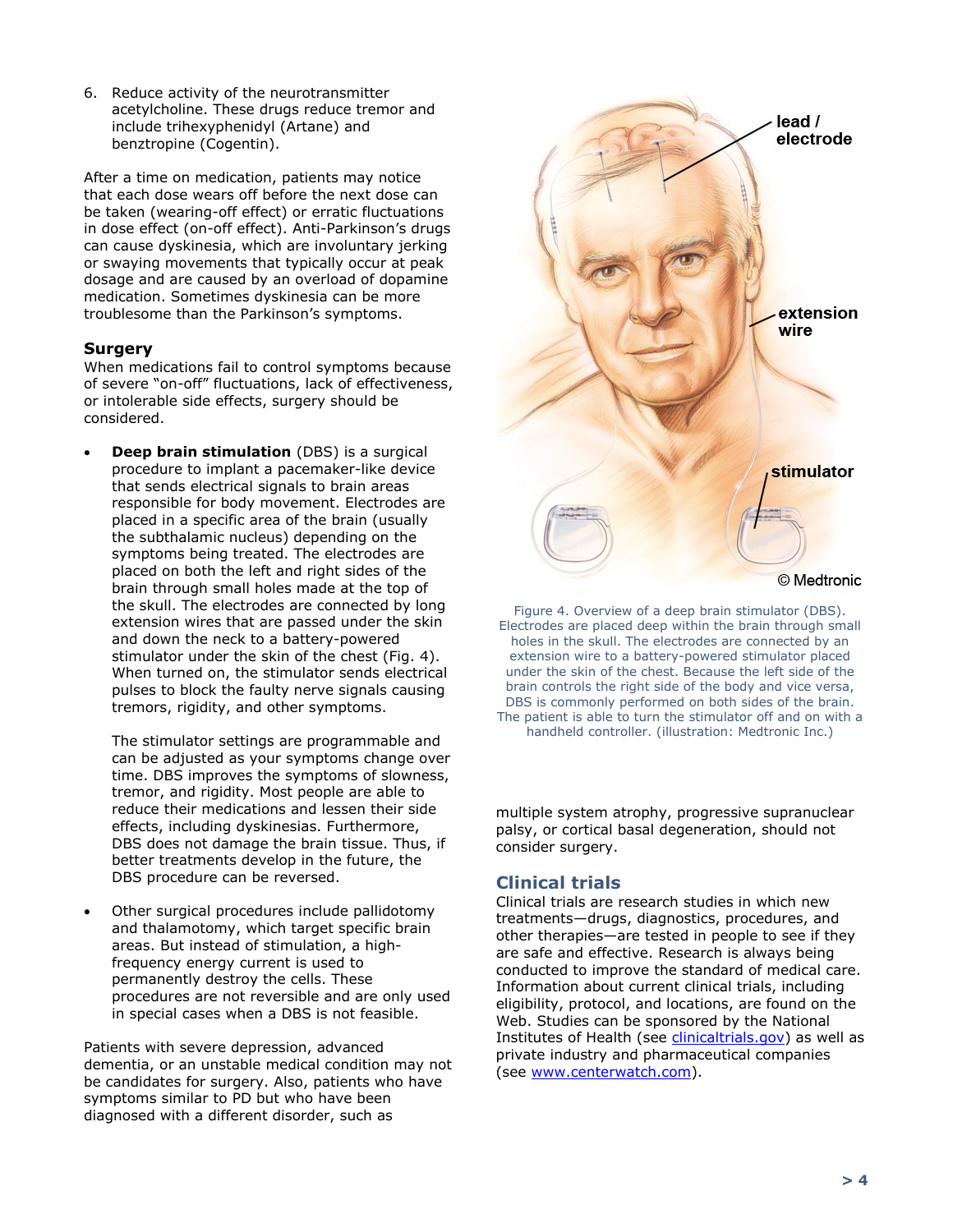6. Reduce activity of the neurotransmitter acetylcholine. These drugs reduce tremor and include trihexyphenidyl (Artane) and benztropine (Cogentin).

After a time on medication, patients may notice that each dose wears off before the next dose can be taken (wearing-off effect) or erratic fluctuations in dose effect (on-off effect). Anti-Parkinson's drugs can cause dyskinesia, which are involuntary jerking or swaying movements that typically occur at peak dosage and are caused by an overload of dopamine medication. Sometimes dyskinesia can be more troublesome than the Parkinson's symptoms.

### Surgery

When medications fail to control symptoms because of severe "on-off" fluctuations, lack of effectiveness, or intolerable side effects, surgery should be considered.

- **Deep brain stimulation** (DBS) is a surgical procedure to implant a pacemaker-like device that sends electrical signals to brain areas responsible for body movement. Electrodes are placed in a specific area of the brain (usually the subthalamic nucleus) depending on the symptoms being treated. The electrodes are placed on both the left and right sides of the brain through small holes made at the top of the skull. The electrodes are connected by long extension wires that are passed under the skin and down the neck to a battery-powered stimulator under the skin of the chest (Fig. 4). When turned on, the stimulator sends electrical pulses to block the faulty nerve signals causing tremors, rigidity, and other symptoms.

  The stimulator settings are programmable and can be adjusted as your symptoms change over time. DBS improves the symptoms of slowness, tremor, and rigidity. Most people are able to reduce their medications and lessen their side effects, including dyskinesias. Furthermore, DBS does not damage the brain tissue. Thus, if better treatments develop in the future, the DBS procedure can be reversed.

- Other surgical procedures include pallidotomy and thalamotomy, which target specific brain areas. But instead of stimulation, a high-frequency energy current is used to permanently destroy the cells. These procedures are not reversible and are only used in special cases when a DBS is not feasible.

Patients with severe depression, advanced dementia, or an unstable medical condition may not be candidates for surgery. Also, patients who have symptoms similar to PD but who have been diagnosed with a different disorder, such as multiple system atrophy, progressive supranuclear palsy, or cortical basal degeneration, should not consider surgery.

lead / electrode

extension wire

stimulator

© Medtronic

Figure 4. Overview of a deep brain stimulator (DBS). Electrodes are placed deep within the brain through small holes in the skull. The electrodes are connected by an extension wire to a battery-powered stimulator placed under the skin of the chest. Because the left side of the brain controls the right side of the body and vice versa, DBS is commonly performed on both sides of the brain. The patient is able to turn the stimulator off and on with a handheld controller. (illustration: Medtronic Inc.)

## Clinical trials

Clinical trials are research studies in which new treatments—drugs, diagnostics, procedures, and other therapies—are tested in people to see if they are safe and effective. Research is always being conducted to improve the standard of medical care. Information about current clinical trials, including eligibility, protocol, and locations, are found on the Web. Studies can be sponsored by the National Institutes of Health (see clinicaltrials.gov) as well as private industry and pharmaceutical companies (see www.centerwatch.com).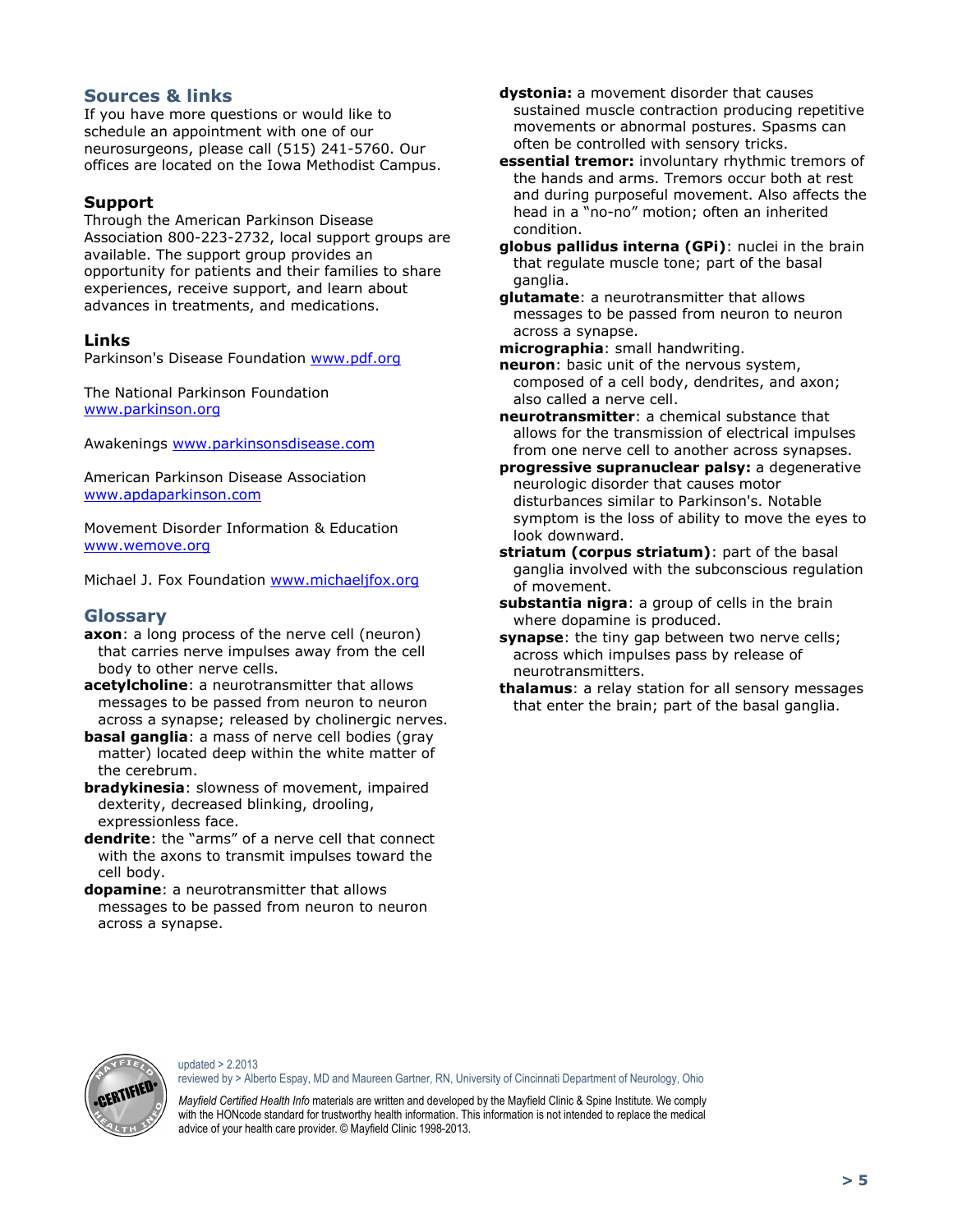## Sources & links

If you have more questions or would like to schedule an appointment with one of our neurosurgeons, please call (515) 241-5760. Our offices are located on the Iowa Methodist Campus.

### Support

Through the American Parkinson Disease Association 800-223-2732, local support groups are available. The support group provides an opportunity for patients and their families to share experiences, receive support, and learn about advances in treatments, and medications.

### Links

Parkinson's Disease Foundation www.pdf.org

The National Parkinson Foundation www.parkinson.org

Awakenings www.parkinsonsdisease.com

American Parkinson Disease Association www.apdaparkinson.com

Movement Disorder Information & Education www.wemove.org

Michael J. Fox Foundation www.michaeljfox.org

## Glossary

**axon**: a long process of the nerve cell (neuron) that carries nerve impulses away from the cell body to other nerve cells.

**acetylcholine**: a neurotransmitter that allows messages to be passed from neuron to neuron across a synapse; released by cholinergic nerves.

**basal ganglia**: a mass of nerve cell bodies (gray matter) located deep within the white matter of the cerebrum.

**bradykinesia**: slowness of movement, impaired dexterity, decreased blinking, drooling, expressionless face.

**dendrite**: the "arms" of a nerve cell that connect with the axons to transmit impulses toward the cell body.

**dopamine**: a neurotransmitter that allows messages to be passed from neuron to neuron across a synapse.

**dystonia:** a movement disorder that causes sustained muscle contraction producing repetitive movements or abnormal postures. Spasms can often be controlled with sensory tricks.

**essential tremor:** involuntary rhythmic tremors of the hands and arms. Tremors occur both at rest and during purposeful movement. Also affects the head in a "no-no" motion; often an inherited condition.

**globus pallidus interna (GPi)**: nuclei in the brain that regulate muscle tone; part of the basal ganglia.

**glutamate**: a neurotransmitter that allows messages to be passed from neuron to neuron across a synapse.

**micrographia**: small handwriting.

**neuron**: basic unit of the nervous system, composed of a cell body, dendrites, and axon; also called a nerve cell.

**neurotransmitter**: a chemical substance that allows for the transmission of electrical impulses from one nerve cell to another across synapses.

**progressive supranuclear palsy:** a degenerative neurologic disorder that causes motor disturbances similar to Parkinson's. Notable symptom is the loss of ability to move the eyes to look downward.

**striatum (corpus striatum)**: part of the basal ganglia involved with the subconscious regulation of movement.

**substantia nigra**: a group of cells in the brain where dopamine is produced.

**synapse**: the tiny gap between two nerve cells; across which impulses pass by release of neurotransmitters.

**thalamus**: a relay station for all sensory messages that enter the brain; part of the basal ganglia.

updated > 2.2013
reviewed by > Alberto Espay, MD and Maureen Gartner, RN, University of Cincinnati Department of Neurology, Ohio

*Mayfield Certified Health Info* materials are written and developed by the Mayfield Clinic & Spine Institute. We comply with the HONcode standard for trustworthy health information. This information is not intended to replace the medical advice of your health care provider. © Mayfield Clinic 1998-2013.